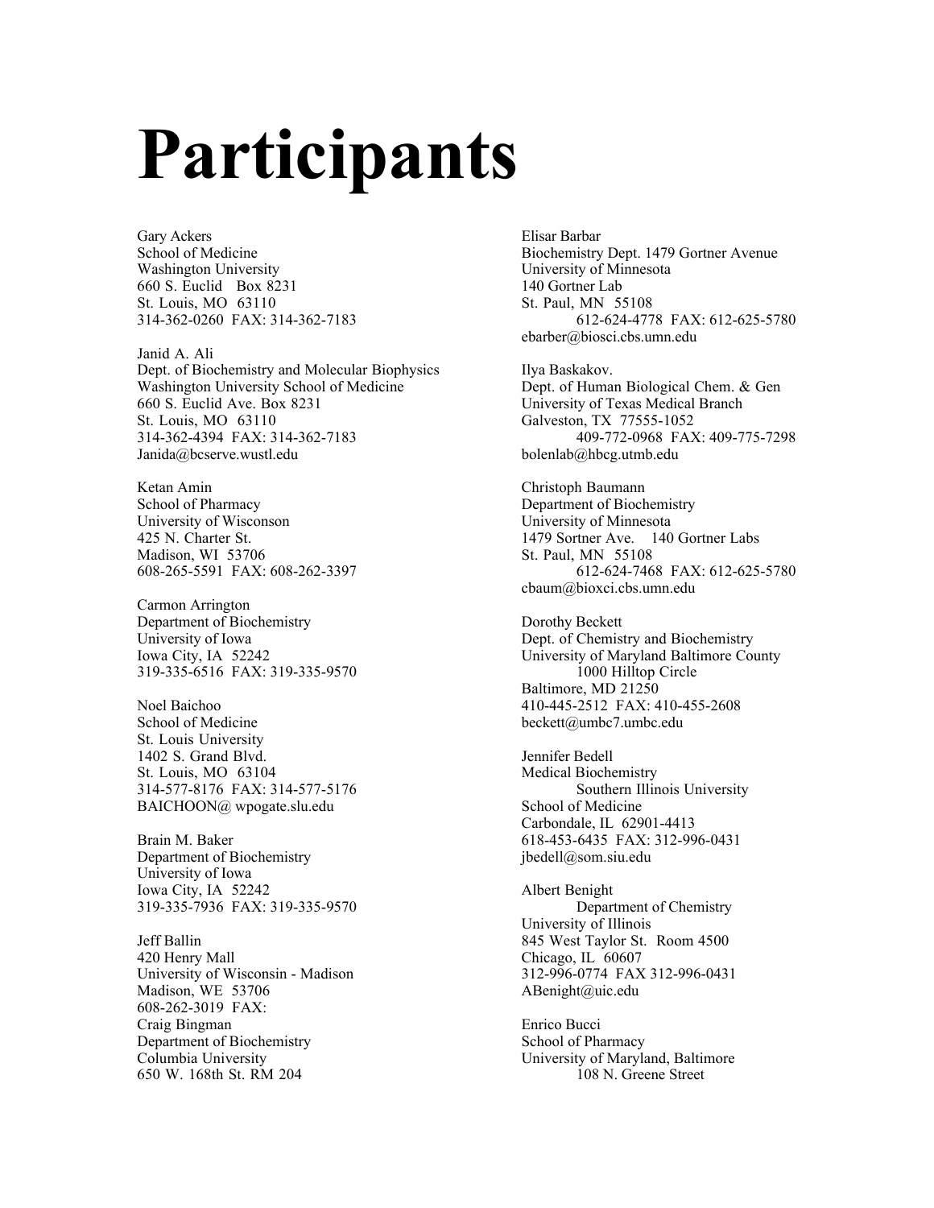# Participants

Gary Ackers
School of Medicine
Washington University
660 S. Euclid Box 8231
St. Louis, MO 63110
314-362-0260 FAX: 314-362-7183

Janid A. Ali
Dept. of Biochemistry and Molecular Biophysics
Washington University School of Medicine
660 S. Euclid Ave. Box 8231
St. Louis, MO 63110
314-362-4394 FAX: 314-362-7183
Janida@bcserve.wustl.edu

Ketan Amin
School of Pharmacy
University of Wisconson
425 N. Charter St.
Madison, WI 53706
608-265-5591 FAX: 608-262-3397

Carmon Arrington
Department of Biochemistry
University of Iowa
Iowa City, IA 52242
319-335-6516 FAX: 319-335-9570

Noel Baichoo
School of Medicine
St. Louis University
1402 S. Grand Blvd.
St. Louis, MO 63104
314-577-8176 FAX: 314-577-5176
BAICHOON@ wpogate.slu.edu

Brain M. Baker
Department of Biochemistry
University of Iowa
Iowa City, IA 52242
319-335-7936 FAX: 319-335-9570

Jeff Ballin
420 Henry Mall
University of Wisconsin - Madison
Madison, WE 53706
608-262-3019 FAX:

Craig Bingman
Department of Biochemistry
Columbia University
650 W. 168th St. RM 204

Elisar Barbar
Biochemistry Dept. 1479 Gortner Avenue
University of Minnesota
140 Gortner Lab
St. Paul, MN 55108
612-624-4778 FAX: 612-625-5780
ebarber@biosci.cbs.umn.edu

Ilya Baskakov.
Dept. of Human Biological Chem. & Gen
University of Texas Medical Branch
Galveston, TX 77555-1052
409-772-0968 FAX: 409-775-7298
bolenlab@hbcg.utmb.edu

Christoph Baumann
Department of Biochemistry
University of Minnesota
1479 Sortner Ave. 140 Gortner Labs
St. Paul, MN 55108
612-624-7468 FAX: 612-625-5780
cbaum@bioxci.cbs.umn.edu

Dorothy Beckett
Dept. of Chemistry and Biochemistry
University of Maryland Baltimore County
1000 Hilltop Circle
Baltimore, MD 21250
410-445-2512 FAX: 410-455-2608
beckett@umbc7.umbc.edu

Jennifer Bedell
Medical Biochemistry
Southern Illinois University
School of Medicine
Carbondale, IL 62901-4413
618-453-6435 FAX: 312-996-0431
jbedell@som.siu.edu

Albert Benight
Department of Chemistry
University of Illinois
845 West Taylor St. Room 4500
Chicago, IL 60607
312-996-0774 FAX 312-996-0431
ABenight@uic.edu

Enrico Bucci
School of Pharmacy
University of Maryland, Baltimore
108 N. Greene Street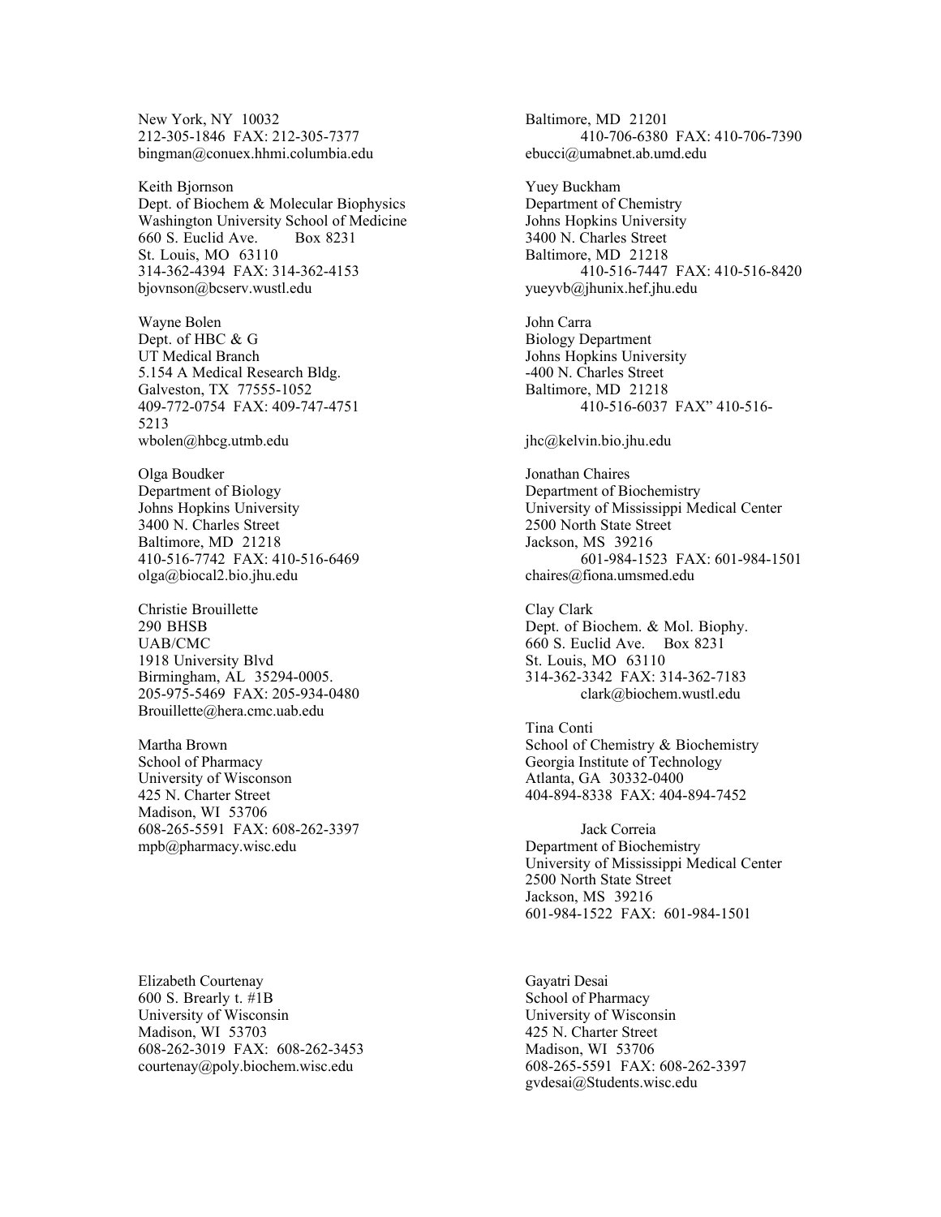New York, NY  10032
212-305-1846  FAX: 212-305-7377
bingman@conuex.hhmi.columbia.edu

Keith Bjornson
Dept. of Biochem & Molecular Biophysics
Washington University School of Medicine
660 S. Euclid Ave.  Box 8231
St. Louis, MO  63110
314-362-4394  FAX: 314-362-4153
bjovnson@bcserv.wustl.edu

Wayne Bolen
Dept. of HBC & G
UT Medical Branch
5.154 A Medical Research Bldg.
Galveston, TX  77555-1052
409-772-0754  FAX: 409-747-4751
5213
wbolen@hbcg.utmb.edu

Olga Boudker
Department of Biology
Johns Hopkins University
3400 N. Charles Street
Baltimore, MD  21218
410-516-7742  FAX: 410-516-6469
olga@biocal2.bio.jhu.edu

Christie Brouillette
290 BHSB
UAB/CMC
1918 University Blvd
Birmingham, AL  35294-0005.
205-975-5469  FAX: 205-934-0480
Brouillette@hera.cmc.uab.edu

Martha Brown
School of Pharmacy
University of Wisconson
425 N. Charter Street
Madison, WI  53706
608-265-5591  FAX: 608-262-3397
mpb@pharmacy.wisc.edu

Baltimore, MD  21201
410-706-6380  FAX: 410-706-7390
ebucci@umabnet.ab.umd.edu

Yuey Buckham
Department of Chemistry
Johns Hopkins University
3400 N. Charles Street
Baltimore, MD  21218
410-516-7447  FAX: 410-516-8420
yueyvb@jhunix.hef.jhu.edu

John Carra
Biology Department
Johns Hopkins University
-400 N. Charles Street
Baltimore, MD  21218
410-516-6037  FAX" 410-516-

jhc@kelvin.bio.jhu.edu

Jonathan Chaires
Department of Biochemistry
University of Mississippi Medical Center
2500 North State Street
Jackson, MS  39216
601-984-1523  FAX: 601-984-1501
chaires@fiona.umsmed.edu

Clay Clark
Dept. of Biochem. & Mol. Biophy.
660 S. Euclid Ave.  Box 8231
St. Louis, MO  63110
314-362-3342  FAX: 314-362-7183
clark@biochem.wustl.edu

Tina Conti
School of Chemistry & Biochemistry
Georgia Institute of Technology
Atlanta, GA  30332-0400
404-894-8338  FAX: 404-894-7452

Jack Correia
Department of Biochemistry
University of Mississippi Medical Center
2500 North State Street
Jackson, MS  39216
601-984-1522  FAX: 601-984-1501

Elizabeth Courtenay
600 S. Brearly t. #1B
University of Wisconsin
Madison, WI  53703
608-262-3019  FAX: 608-262-3453
courtenay@poly.biochem.wisc.edu

Gayatri Desai
School of Pharmacy
University of Wisconsin
425 N. Charter Street
Madison, WI  53706
608-265-5591  FAX: 608-262-3397
gvdesai@Students.wisc.edu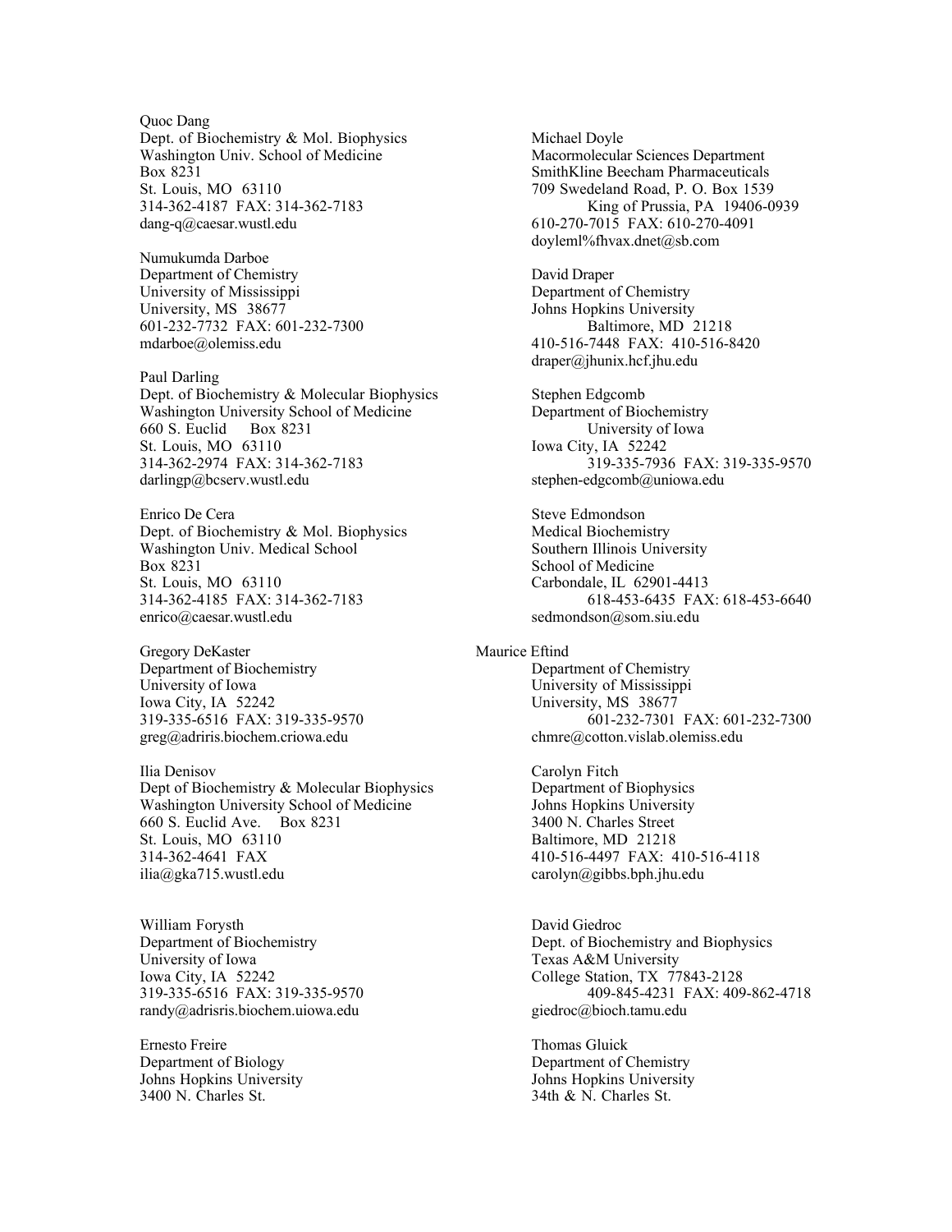Quoc Dang
Dept. of Biochemistry & Mol. Biophysics
Washington Univ. School of Medicine
Box 8231
St. Louis, MO 63110
314-362-4187 FAX: 314-362-7183
dang-q@caesar.wustl.edu

Numukumda Darboe
Department of Chemistry
University of Mississippi
University, MS 38677
601-232-7732 FAX: 601-232-7300
mdarboe@olemiss.edu

Paul Darling
Dept. of Biochemistry & Molecular Biophysics
Washington University School of Medicine
660 S. Euclid Box 8231
St. Louis, MO 63110
314-362-2974 FAX: 314-362-7183
darlingp@bcserv.wustl.edu

Enrico De Cera
Dept. of Biochemistry & Mol. Biophysics
Washington Univ. Medical School
Box 8231
St. Louis, MO 63110
314-362-4185 FAX: 314-362-7183
enrico@caesar.wustl.edu

Gregory DeKaster
Department of Biochemistry
University of Iowa
Iowa City, IA 52242
319-335-6516 FAX: 319-335-9570
greg@adriris.biochem.criowa.edu

Ilia Denisov
Dept of Biochemistry & Molecular Biophysics
Washington University School of Medicine
660 S. Euclid Ave. Box 8231
St. Louis, MO 63110
314-362-4641 FAX
ilia@gka715.wustl.edu

William Forysth
Department of Biochemistry
University of Iowa
Iowa City, IA 52242
319-335-6516 FAX: 319-335-9570
randy@adrisris.biochem.uiowa.edu

Ernesto Freire
Department of Biology
Johns Hopkins University
3400 N. Charles St.

Michael Doyle
Macormolecular Sciences Department
SmithKline Beecham Pharmaceuticals
709 Swedeland Road, P. O. Box 1539
King of Prussia, PA 19406-0939
610-270-7015 FAX: 610-270-4091
doyleml%fhvax.dnet@sb.com

David Draper
Department of Chemistry
Johns Hopkins University
Baltimore, MD 21218
410-516-7448 FAX: 410-516-8420
draper@jhunix.hcf.jhu.edu

Stephen Edgcomb
Department of Biochemistry
University of Iowa
Iowa City, IA 52242
319-335-7936 FAX: 319-335-9570
stephen-edgcomb@uniowa.edu

Steve Edmondson
Medical Biochemistry
Southern Illinois University
School of Medicine
Carbondale, IL 62901-4413
618-453-6435 FAX: 618-453-6640
sedmondson@som.siu.edu

Maurice Eftind
Department of Chemistry
University of Mississippi
University, MS 38677
601-232-7301 FAX: 601-232-7300
chmre@cotton.vislab.olemiss.edu

Carolyn Fitch
Department of Biophysics
Johns Hopkins University
3400 N. Charles Street
Baltimore, MD 21218
410-516-4497 FAX: 410-516-4118
carolyn@gibbs.bph.jhu.edu

David Giedroc
Dept. of Biochemistry and Biophysics
Texas A&M University
College Station, TX 77843-2128
409-845-4231 FAX: 409-862-4718
giedroc@bioch.tamu.edu

Thomas Gluick
Department of Chemistry
Johns Hopkins University
34th & N. Charles St.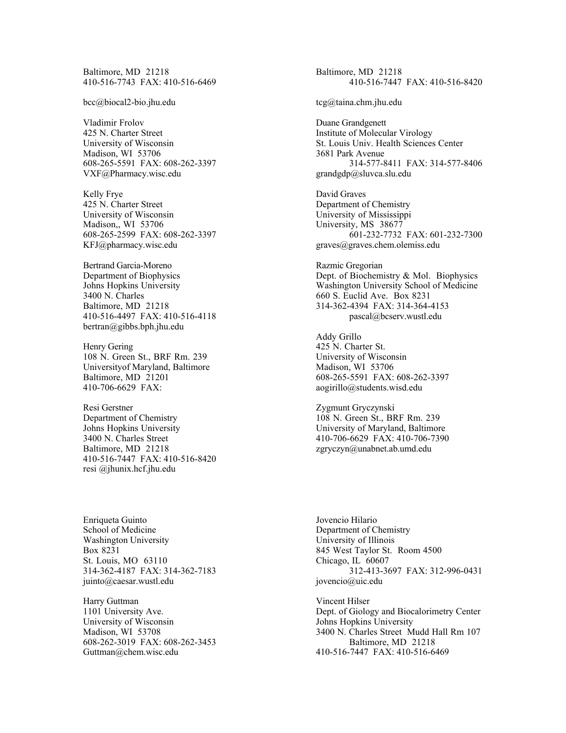Baltimore, MD 21218
410-516-7743 FAX: 410-516-6469

bcc@biocal2-bio.jhu.edu

Vladimir Frolov
425 N. Charter Street
University of Wisconsin
Madison, WI 53706
608-265-5591 FAX: 608-262-3397
VXF@Pharmacy.wisc.edu

Kelly Frye
425 N. Charter Street
University of Wisconsin
Madison,, WI 53706
608-265-2599 FAX: 608-262-3397
KFJ@pharmacy.wisc.edu

Bertrand Garcia-Moreno
Department of Biophysics
Johns Hopkins University
3400 N. Charles
Baltimore, MD 21218
410-516-4497 FAX: 410-516-4118
bertran@gibbs.bph.jhu.edu

Henry Gering
108 N. Green St., BRF Rm. 239
Universityof Maryland, Baltimore
Baltimore, MD 21201
410-706-6629 FAX:

Resi Gerstner
Department of Chemistry
Johns Hopkins University
3400 N. Charles Street
Baltimore, MD 21218
410-516-7447 FAX: 410-516-8420
resi @jhunix.hcf.jhu.edu

Baltimore, MD 21218
410-516-7447 FAX: 410-516-8420

tcg@taina.chm.jhu.edu

Duane Grandgenett
Institute of Molecular Virology
St. Louis Univ. Health Sciences Center
3681 Park Avenue
314-577-8411 FAX: 314-577-8406
grandgdp@sluvca.slu.edu

David Graves
Department of Chemistry
University of Mississippi
University, MS 38677
601-232-7732 FAX: 601-232-7300
graves@graves.chem.olemiss.edu

Razmic Gregorian
Dept. of Biochemistry & Mol. Biophysics
Washington University School of Medicine
660 S. Euclid Ave. Box 8231
314-362-4394 FAX: 314-364-4153
pascal@bcserv.wustl.edu

Addy Grillo
425 N. Charter St.
University of Wisconsin
Madison, WI 53706
608-265-5591 FAX: 608-262-3397
aogirillo@students.wisd.edu

Zygmunt Gryczynski
108 N. Green St., BRF Rm. 239
University of Maryland, Baltimore
410-706-6629 FAX: 410-706-7390
zgryczyn@unabnet.ab.umd.edu

Enriqueta Guinto
School of Medicine
Washington University
Box 8231
St. Louis, MO 63110
314-362-4187 FAX: 314-362-7183
juinto@caesar.wustl.edu

Harry Guttman
1101 University Ave.
University of Wisconsin
Madison, WI 53708
608-262-3019 FAX: 608-262-3453
Guttman@chem.wisc.edu

Jovencio Hilario
Department of Chemistry
University of Illinois
845 West Taylor St. Room 4500
Chicago, IL 60607
312-413-3697 FAX: 312-996-0431
jovencio@uic.edu

Vincent Hilser
Dept. of Giology and Biocalorimetry Center
Johns Hopkins University
3400 N. Charles Street Mudd Hall Rm 107
Baltimore, MD 21218
410-516-7447 FAX: 410-516-6469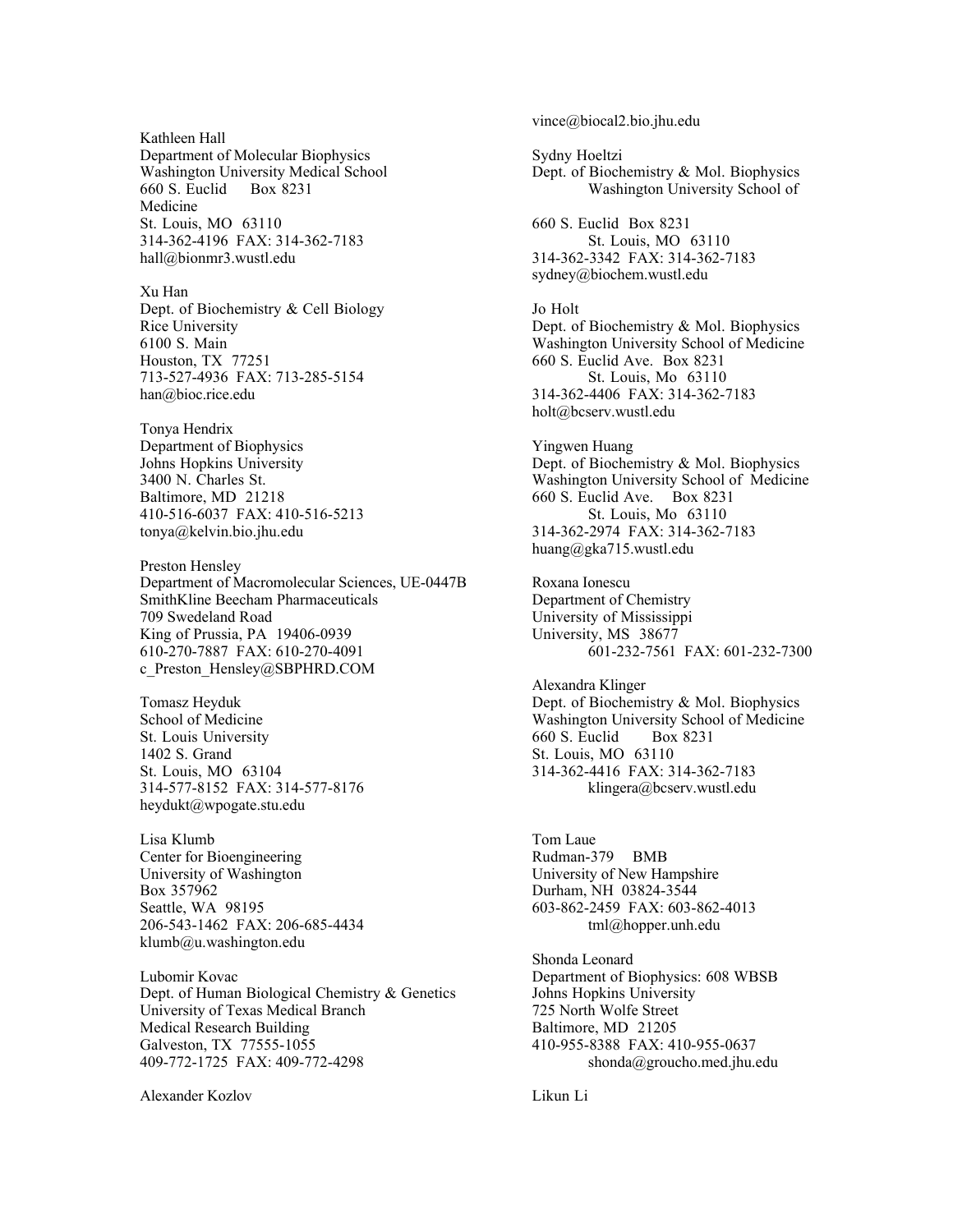Kathleen Hall
Department of Molecular Biophysics
Washington University Medical School
660 S. Euclid Box 8231
Medicine
St. Louis, MO 63110
314-362-4196 FAX: 314-362-7183
hall@bionmr3.wustl.edu

Xu Han
Dept. of Biochemistry & Cell Biology
Rice University
6100 S. Main
Houston, TX 77251
713-527-4936 FAX: 713-285-5154
han@bioc.rice.edu

Tonya Hendrix
Department of Biophysics
Johns Hopkins University
3400 N. Charles St.
Baltimore, MD 21218
410-516-6037 FAX: 410-516-5213
tonya@kelvin.bio.jhu.edu

Preston Hensley
Department of Macromolecular Sciences, UE-0447B
SmithKline Beecham Pharmaceuticals
709 Swedeland Road
King of Prussia, PA 19406-0939
610-270-7887 FAX: 610-270-4091
c_Preston_Hensley@SBPHRD.COM

Tomasz Heyduk
School of Medicine
St. Louis University
1402 S. Grand
St. Louis, MO 63104
314-577-8152 FAX: 314-577-8176
heydukt@wpogate.stu.edu

Lisa Klumb
Center for Bioengineering
University of Washington
Box 357962
Seattle, WA 98195
206-543-1462 FAX: 206-685-4434
klumb@u.washington.edu

Lubomir Kovac
Dept. of Human Biological Chemistry & Genetics
University of Texas Medical Branch
Medical Research Building
Galveston, TX 77555-1055
409-772-1725 FAX: 409-772-4298

Alexander Kozlov

vince@biocal2.bio.jhu.edu

Sydny Hoeltzi
Dept. of Biochemistry & Mol. Biophysics
Washington University School of

660 S. Euclid Box 8231
St. Louis, MO 63110
314-362-3342 FAX: 314-362-7183
sydney@biochem.wustl.edu

Jo Holt
Dept. of Biochemistry & Mol. Biophysics
Washington University School of Medicine
660 S. Euclid Ave. Box 8231
St. Louis, Mo 63110
314-362-4406 FAX: 314-362-7183
holt@bcserv.wustl.edu

Yingwen Huang
Dept. of Biochemistry & Mol. Biophysics
Washington University School of Medicine
660 S. Euclid Ave. Box 8231
St. Louis, Mo 63110
314-362-2974 FAX: 314-362-7183
huang@gka715.wustl.edu

Roxana Ionescu
Department of Chemistry
University of Mississippi
University, MS 38677
601-232-7561 FAX: 601-232-7300

Alexandra Klinger
Dept. of Biochemistry & Mol. Biophysics
Washington University School of Medicine
660 S. Euclid Box 8231
St. Louis, MO 63110
314-362-4416 FAX: 314-362-7183
klingera@bcserv.wustl.edu

Tom Laue
Rudman-379 BMB
University of New Hampshire
Durham, NH 03824-3544
603-862-2459 FAX: 603-862-4013
tml@hopper.unh.edu

Shonda Leonard
Department of Biophysics: 608 WBSB
Johns Hopkins University
725 North Wolfe Street
Baltimore, MD 21205
410-955-8388 FAX: 410-955-0637
shonda@groucho.med.jhu.edu

Likun Li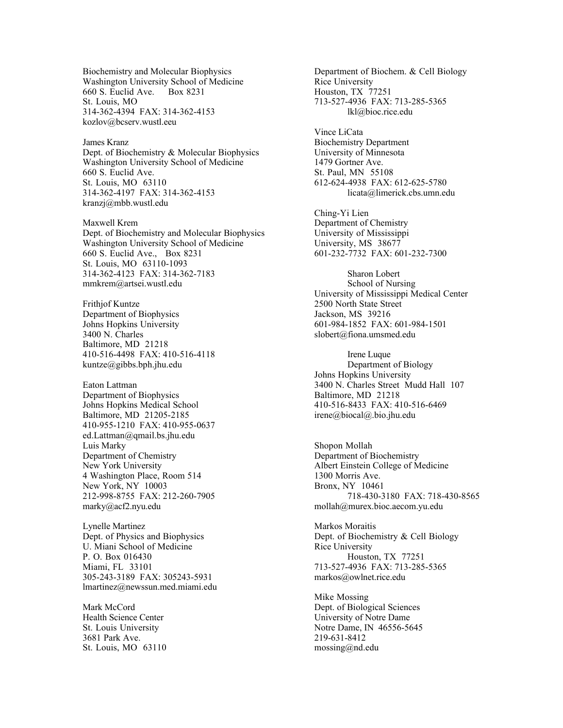Biochemistry and Molecular Biophysics
Washington University School of Medicine
660 S. Euclid Ave. Box 8231
St. Louis, MO
314-362-4394 FAX: 314-362-4153
kozlov@bcserv.wustl.eeu

James Kranz
Dept. of Biochemistry & Molecular Biophysics
Washington University School of Medicine
660 S. Euclid Ave.
St. Louis, MO 63110
314-362-4197 FAX: 314-362-4153
kranzj@mbb.wustl.edu

Maxwell Krem
Dept. of Biochemistry and Molecular Biophysics
Washington University School of Medicine
660 S. Euclid Ave., Box 8231
St. Louis, MO 63110-1093
314-362-4123 FAX: 314-362-7183
mmkrem@artsei.wustl.edu

Frithjof Kuntze
Department of Biophysics
Johns Hopkins University
3400 N. Charles
Baltimore, MD 21218
410-516-4498 FAX: 410-516-4118
kuntze@gibbs.bph.jhu.edu

Eaton Lattman
Department of Biophysics
Johns Hopkins Medical School
Baltimore, MD 21205-2185
410-955-1210 FAX: 410-955-0637
ed.Lattman@qmail.bs.jhu.edu

Luis Marky
Department of Chemistry
New York University
4 Washington Place, Room 514
New York, NY 10003
212-998-8755 FAX: 212-260-7905
marky@acf2.nyu.edu

Lynelle Martinez
Dept. of Physics and Biophysics
U. Miani School of Medicine
P. O. Box 016430
Miami, FL 33101
305-243-3189 FAX: 305243-5931
lmartinez@newssun.med.miami.edu

Mark McCord
Health Science Center
St. Louis University
3681 Park Ave.
St. Louis, MO 63110

Department of Biochem. & Cell Biology
Rice University
Houston, TX 77251
713-527-4936 FAX: 713-285-5365
lkl@bioc.rice.edu

Vince LiCata
Biochemistry Department
University of Minnesota
1479 Gortner Ave.
St. Paul, MN 55108
612-624-4938 FAX: 612-625-5780
licata@limerick.cbs.umn.edu

Ching-Yi Lien
Department of Chemistry
University of Mississippi
University, MS 38677
601-232-7732 FAX: 601-232-7300

Sharon Lobert
School of Nursing
University of Mississippi Medical Center
2500 North State Street
Jackson, MS 39216
601-984-1852 FAX: 601-984-1501
slobert@fiona.umsmed.edu

Irene Luque
Department of Biology
Johns Hopkins University
3400 N. Charles Street Mudd Hall 107
Baltimore, MD 21218
410-516-8433 FAX: 410-516-6469
irene@biocal@.bio.jhu.edu

Shopon Mollah
Department of Biochemistry
Albert Einstein College of Medicine
1300 Morris Ave.
Bronx, NY 10461
718-430-3180 FAX: 718-430-8565
mollah@murex.bioc.aecom.yu.edu

Markos Moraitis
Dept. of Biochemistry & Cell Biology
Rice University
Houston, TX 77251
713-527-4936 FAX: 713-285-5365
markos@owlnet.rice.edu

Mike Mossing
Dept. of Biological Sciences
University of Notre Dame
Notre Dame, IN 46556-5645
219-631-8412
mossing@nd.edu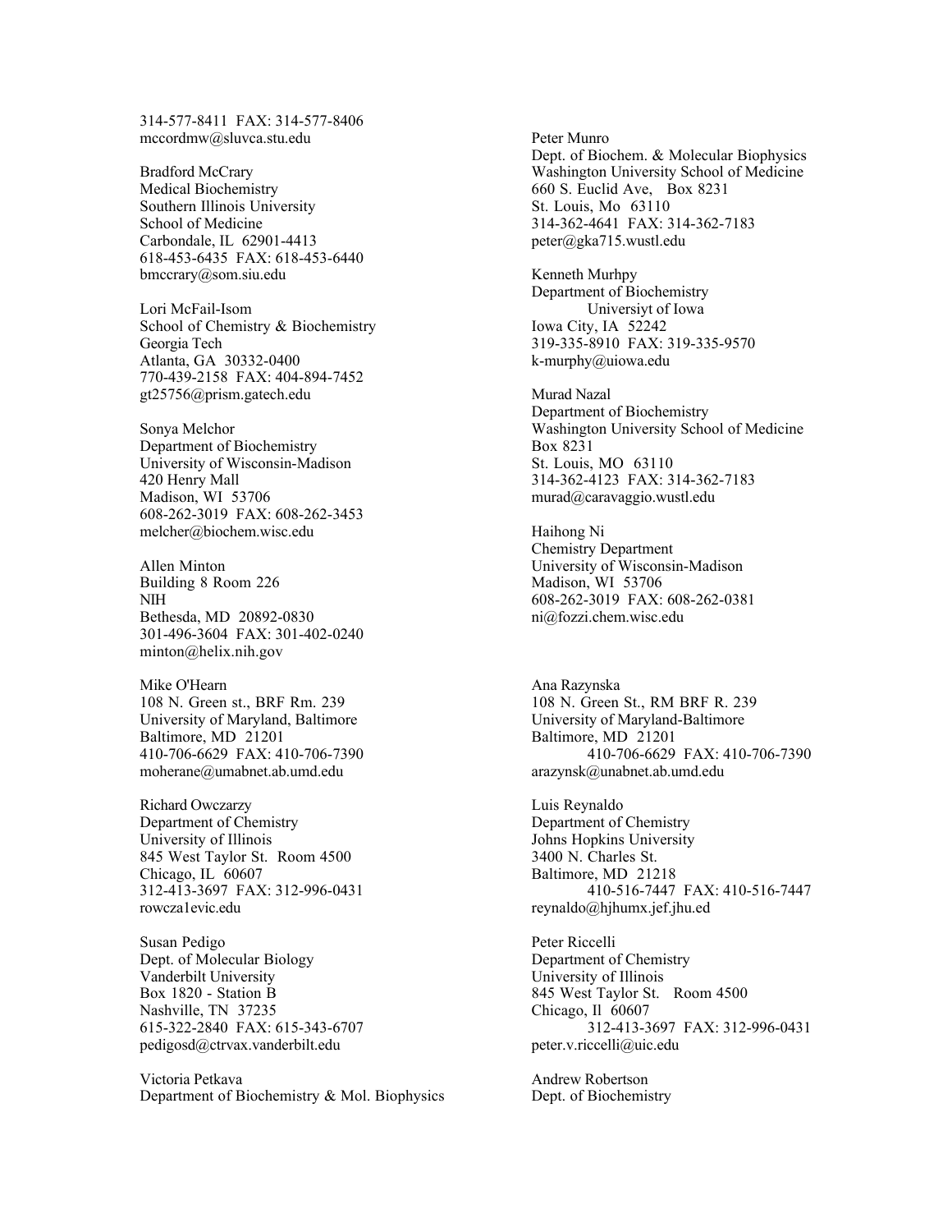314-577-8411 FAX: 314-577-8406
mccordmw@sluvca.stu.edu

Bradford McCrary
Medical Biochemistry
Southern Illinois University
School of Medicine
Carbondale, IL 62901-4413
618-453-6435 FAX: 618-453-6440
bmccrary@som.siu.edu

Lori McFail-Isom
School of Chemistry & Biochemistry
Georgia Tech
Atlanta, GA 30332-0400
770-439-2158 FAX: 404-894-7452
gt25756@prism.gatech.edu

Sonya Melchor
Department of Biochemistry
University of Wisconsin-Madison
420 Henry Mall
Madison, WI 53706
608-262-3019 FAX: 608-262-3453
melcher@biochem.wisc.edu

Allen Minton
Building 8 Room 226
NIH
Bethesda, MD 20892-0830
301-496-3604 FAX: 301-402-0240
minton@helix.nih.gov

Mike O'Hearn
108 N. Green st., BRF Rm. 239
University of Maryland, Baltimore
Baltimore, MD 21201
410-706-6629 FAX: 410-706-7390
moherane@umabnet.ab.umd.edu

Richard Owczarzy
Department of Chemistry
University of Illinois
845 West Taylor St. Room 4500
Chicago, IL 60607
312-413-3697 FAX: 312-996-0431
rowcza1evic.edu

Susan Pedigo
Dept. of Molecular Biology
Vanderbilt University
Box 1820 - Station B
Nashville, TN 37235
615-322-2840 FAX: 615-343-6707
pedigosd@ctrvax.vanderbilt.edu

Victoria Petkava
Department of Biochemistry & Mol. Biophysics

Peter Munro
Dept. of Biochem. & Molecular Biophysics
Washington University School of Medicine
660 S. Euclid Ave, Box 8231
St. Louis, Mo 63110
314-362-4641 FAX: 314-362-7183
peter@gka715.wustl.edu

Kenneth Murhpy
Department of Biochemistry
Universiyt of Iowa
Iowa City, IA 52242
319-335-8910 FAX: 319-335-9570
k-murphy@uiowa.edu

Murad Nazal
Department of Biochemistry
Washington University School of Medicine
Box 8231
St. Louis, MO 63110
314-362-4123 FAX: 314-362-7183
murad@caravaggio.wustl.edu

Haihong Ni
Chemistry Department
University of Wisconsin-Madison
Madison, WI 53706
608-262-3019 FAX: 608-262-0381
ni@fozzi.chem.wisc.edu

Ana Razynska
108 N. Green St., RM BRF R. 239
University of Maryland-Baltimore
Baltimore, MD 21201
410-706-6629 FAX: 410-706-7390
arazynsk@unabnet.ab.umd.edu

Luis Reynaldo
Department of Chemistry
Johns Hopkins University
3400 N. Charles St.
Baltimore, MD 21218
410-516-7447 FAX: 410-516-7447
reynaldo@hjhumx.jef.jhu.ed

Peter Riccelli
Department of Chemistry
University of Illinois
845 West Taylor St. Room 4500
Chicago, Il 60607
312-413-3697 FAX: 312-996-0431
peter.v.riccelli@uic.edu

Andrew Robertson
Dept. of Biochemistry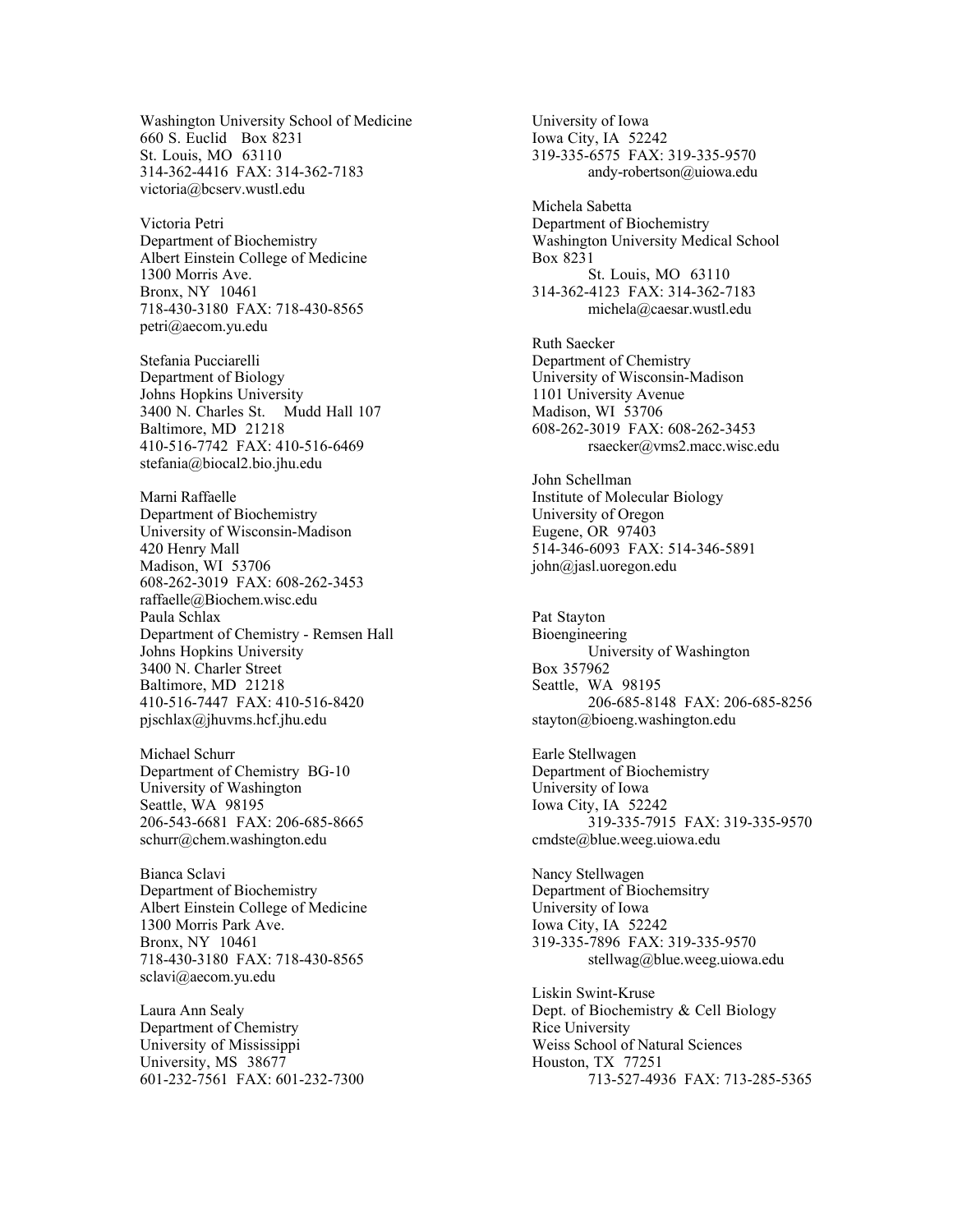Washington University School of Medicine
660 S. Euclid Box 8231
St. Louis, MO 63110
314-362-4416 FAX: 314-362-7183
victoria@bcserv.wustl.edu

Victoria Petri
Department of Biochemistry
Albert Einstein College of Medicine
1300 Morris Ave.
Bronx, NY 10461
718-430-3180 FAX: 718-430-8565
petri@aecom.yu.edu

Stefania Pucciarelli
Department of Biology
Johns Hopkins University
3400 N. Charles St. Mudd Hall 107
Baltimore, MD 21218
410-516-7742 FAX: 410-516-6469
stefania@biocal2.bio.jhu.edu

Marni Raffaelle
Department of Biochemistry
University of Wisconsin-Madison
420 Henry Mall
Madison, WI 53706
608-262-3019 FAX: 608-262-3453
raffaelle@Biochem.wisc.edu

Paula Schlax
Department of Chemistry - Remsen Hall
Johns Hopkins University
3400 N. Charler Street
Baltimore, MD 21218
410-516-7447 FAX: 410-516-8420
pjschlax@jhuvms.hcf.jhu.edu

Michael Schurr
Department of Chemistry BG-10
University of Washington
Seattle, WA 98195
206-543-6681 FAX: 206-685-8665
schurr@chem.washington.edu

Bianca Sclavi
Department of Biochemistry
Albert Einstein College of Medicine
1300 Morris Park Ave.
Bronx, NY 10461
718-430-3180 FAX: 718-430-8565
sclavi@aecom.yu.edu

Laura Ann Sealy
Department of Chemistry
University of Mississippi
University, MS 38677
601-232-7561 FAX: 601-232-7300

University of Iowa
Iowa City, IA 52242
319-335-6575 FAX: 319-335-9570
andy-robertson@uiowa.edu

Michela Sabetta
Department of Biochemistry
Washington University Medical School
Box 8231
St. Louis, MO 63110
314-362-4123 FAX: 314-362-7183
michela@caesar.wustl.edu

Ruth Saecker
Department of Chemistry
University of Wisconsin-Madison
1101 University Avenue
Madison, WI 53706
608-262-3019 FAX: 608-262-3453
rsaecker@vms2.macc.wisc.edu

John Schellman
Institute of Molecular Biology
University of Oregon
Eugene, OR 97403
514-346-6093 FAX: 514-346-5891
john@jasl.uoregon.edu

Pat Stayton
Bioengineering
University of Washington
Box 357962
Seattle, WA 98195
206-685-8148 FAX: 206-685-8256
stayton@bioeng.washington.edu

Earle Stellwagen
Department of Biochemistry
University of Iowa
Iowa City, IA 52242
319-335-7915 FAX: 319-335-9570
cmdste@blue.weeg.uiowa.edu

Nancy Stellwagen
Department of Biochemsitry
University of Iowa
Iowa City, IA 52242
319-335-7896 FAX: 319-335-9570
stellwag@blue.weeg.uiowa.edu

Liskin Swint-Kruse
Dept. of Biochemistry & Cell Biology
Rice University
Weiss School of Natural Sciences
Houston, TX 77251
713-527-4936 FAX: 713-285-5365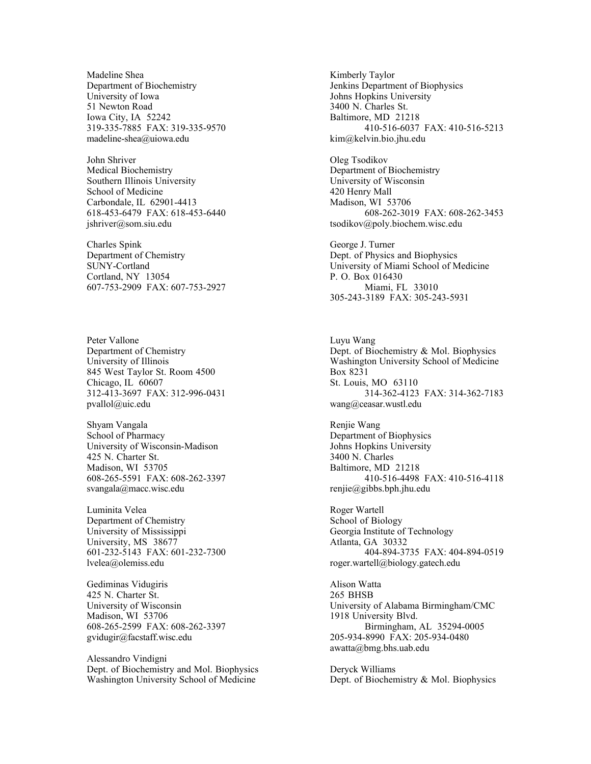Madeline Shea
Department of Biochemistry
University of Iowa
51 Newton Road
Iowa City, IA 52242
319-335-7885 FAX: 319-335-9570
madeline-shea@uiowa.edu

John Shriver
Medical Biochemistry
Southern Illinois University
School of Medicine
Carbondale, IL 62901-4413
618-453-6479 FAX: 618-453-6440
jshriver@som.siu.edu

Charles Spink
Department of Chemistry
SUNY-Cortland
Cortland, NY 13054
607-753-2909 FAX: 607-753-2927

Kimberly Taylor
Jenkins Department of Biophysics
Johns Hopkins University
3400 N. Charles St.
Baltimore, MD 21218
410-516-6037 FAX: 410-516-5213
kim@kelvin.bio.jhu.edu

Oleg Tsodikov
Department of Biochemistry
University of Wisconsin
420 Henry Mall
Madison, WI 53706
608-262-3019 FAX: 608-262-3453
tsodikov@poly.biochem.wisc.edu

George J. Turner
Dept. of Physics and Biophysics
University of Miami School of Medicine
P. O. Box 016430
Miami, FL 33010
305-243-3189 FAX: 305-243-5931

Peter Vallone
Department of Chemistry
University of Illinois
845 West Taylor St. Room 4500
Chicago, IL 60607
312-413-3697 FAX: 312-996-0431
pvallol@uic.edu

Shyam Vangala
School of Pharmacy
University of Wisconsin-Madison
425 N. Charter St.
Madison, WI 53705
608-265-5591 FAX: 608-262-3397
svangala@macc.wisc.edu

Luminita Velea
Department of Chemistry
University of Mississippi
University, MS 38677
601-232-5143 FAX: 601-232-7300
lvelea@olemiss.edu

Gediminas Vidugiris
425 N. Charter St.
University of Wisconsin
Madison, WI 53706
608-265-2599 FAX: 608-262-3397
gvidugir@facstaff.wisc.edu

Alessandro Vindigni
Dept. of Biochemistry and Mol. Biophysics
Washington University School of Medicine

Luyu Wang
Dept. of Biochemistry & Mol. Biophysics
Washington University School of Medicine
Box 8231
St. Louis, MO 63110
314-362-4123 FAX: 314-362-7183
wang@ceasar.wustl.edu

Renjie Wang
Department of Biophysics
Johns Hopkins University
3400 N. Charles
Baltimore, MD 21218
410-516-4498 FAX: 410-516-4118
renjie@gibbs.bph.jhu.edu

Roger Wartell
School of Biology
Georgia Institute of Technology
Atlanta, GA 30332
404-894-3735 FAX: 404-894-0519
roger.wartell@biology.gatech.edu

Alison Watta
265 BHSB
University of Alabama Birmingham/CMC
1918 University Blvd.
Birmingham, AL 35294-0005
205-934-8990 FAX: 205-934-0480
awatta@bmg.bhs.uab.edu

Deryck Williams
Dept. of Biochemistry & Mol. Biophysics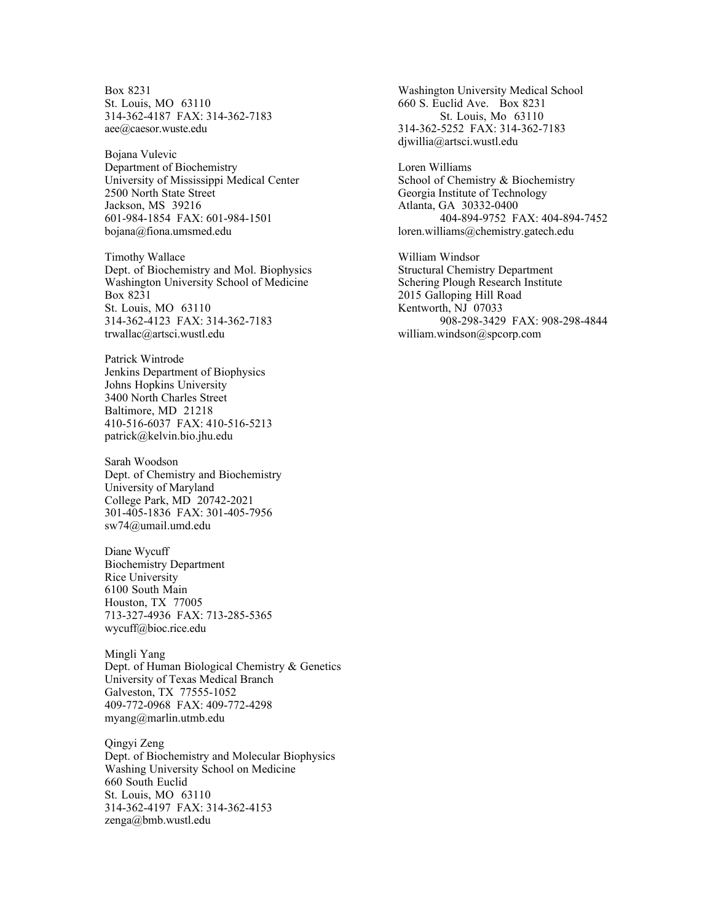Box 8231
St. Louis, MO 63110
314-362-4187 FAX: 314-362-7183
aee@caesor.wuste.edu

Bojana Vulevic
Department of Biochemistry
University of Mississippi Medical Center
2500 North State Street
Jackson, MS 39216
601-984-1854 FAX: 601-984-1501
bojana@fiona.umsmed.edu

Timothy Wallace
Dept. of Biochemistry and Mol. Biophysics
Washington University School of Medicine
Box 8231
St. Louis, MO 63110
314-362-4123 FAX: 314-362-7183
trwallac@artsci.wustl.edu

Patrick Wintrode
Jenkins Department of Biophysics
Johns Hopkins University
3400 North Charles Street
Baltimore, MD 21218
410-516-6037 FAX: 410-516-5213
patrick@kelvin.bio.jhu.edu

Sarah Woodson
Dept. of Chemistry and Biochemistry
University of Maryland
College Park, MD 20742-2021
301-405-1836 FAX: 301-405-7956
sw74@umail.umd.edu

Diane Wycuff
Biochemistry Department
Rice University
6100 South Main
Houston, TX 77005
713-327-4936 FAX: 713-285-5365
wycuff@bioc.rice.edu

Mingli Yang
Dept. of Human Biological Chemistry & Genetics
University of Texas Medical Branch
Galveston, TX 77555-1052
409-772-0968 FAX: 409-772-4298
myang@marlin.utmb.edu

Qingyi Zeng
Dept. of Biochemistry and Molecular Biophysics
Washing University School on Medicine
660 South Euclid
St. Louis, MO 63110
314-362-4197 FAX: 314-362-4153
zenga@bmb.wustl.edu

Washington University Medical School
660 S. Euclid Ave. Box 8231
St. Louis, Mo 63110
314-362-5252 FAX: 314-362-7183
djwillia@artsci.wustl.edu

Loren Williams
School of Chemistry & Biochemistry
Georgia Institute of Technology
Atlanta, GA 30332-0400
404-894-9752 FAX: 404-894-7452
loren.williams@chemistry.gatech.edu

William Windsor
Structural Chemistry Department
Schering Plough Research Institute
2015 Galloping Hill Road
Kentworth, NJ 07033
908-298-3429 FAX: 908-298-4844
william.windson@spcorp.com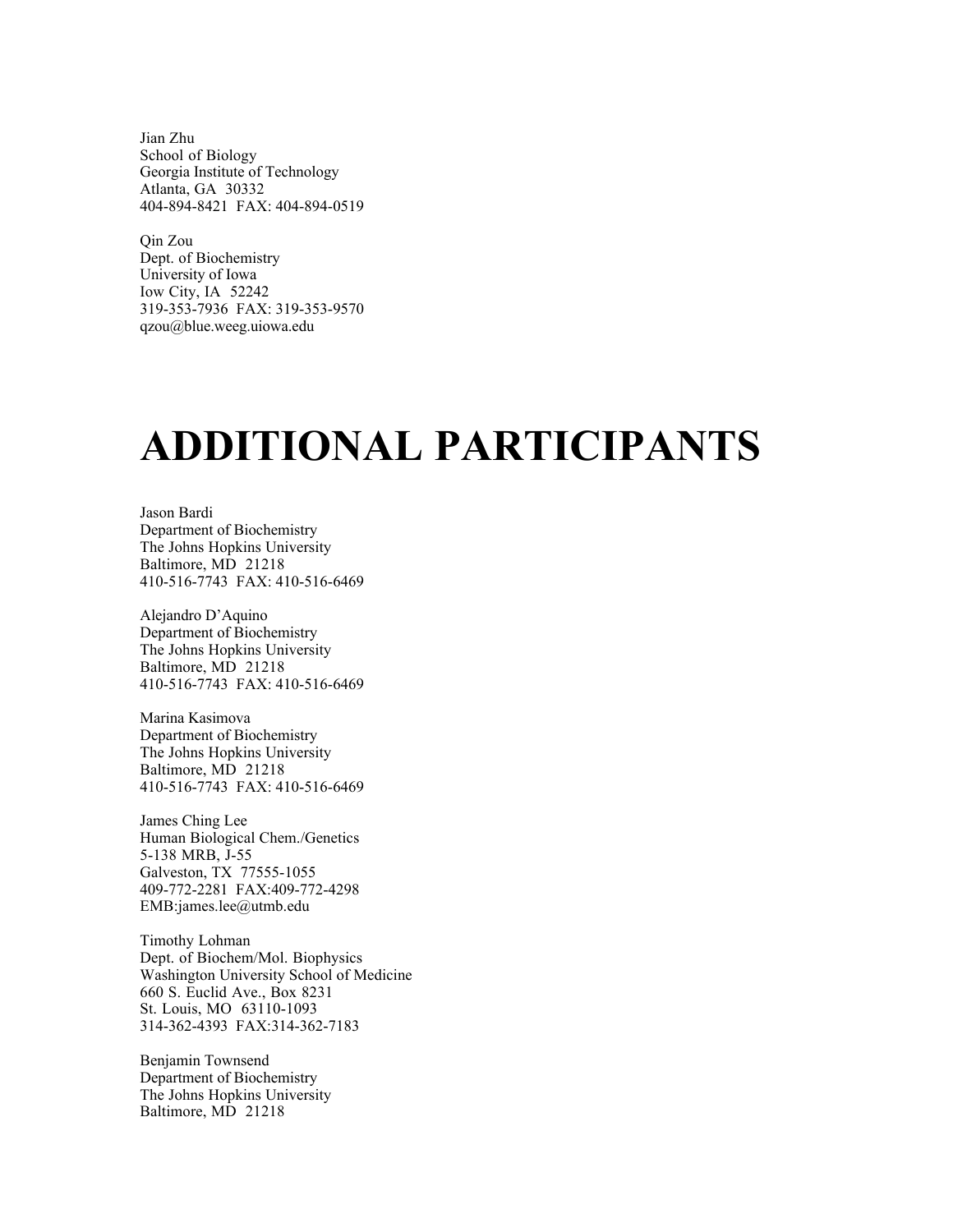Jian Zhu
School of Biology
Georgia Institute of Technology
Atlanta, GA 30332
404-894-8421 FAX: 404-894-0519

Qin Zou
Dept. of Biochemistry
University of Iowa
Iow City, IA 52242
319-353-7936 FAX: 319-353-9570
qzou@blue.weeg.uiowa.edu

# ADDITIONAL PARTICIPANTS

Jason Bardi
Department of Biochemistry
The Johns Hopkins University
Baltimore, MD 21218
410-516-7743 FAX: 410-516-6469

Alejandro D'Aquino
Department of Biochemistry
The Johns Hopkins University
Baltimore, MD 21218
410-516-7743 FAX: 410-516-6469

Marina Kasimova
Department of Biochemistry
The Johns Hopkins University
Baltimore, MD 21218
410-516-7743 FAX: 410-516-6469

James Ching Lee
Human Biological Chem./Genetics
5-138 MRB, J-55
Galveston, TX 77555-1055
409-772-2281 FAX:409-772-4298
EMB:james.lee@utmb.edu

Timothy Lohman
Dept. of Biochem/Mol. Biophysics
Washington University School of Medicine
660 S. Euclid Ave., Box 8231
St. Louis, MO 63110-1093
314-362-4393 FAX:314-362-7183

Benjamin Townsend
Department of Biochemistry
The Johns Hopkins University
Baltimore, MD 21218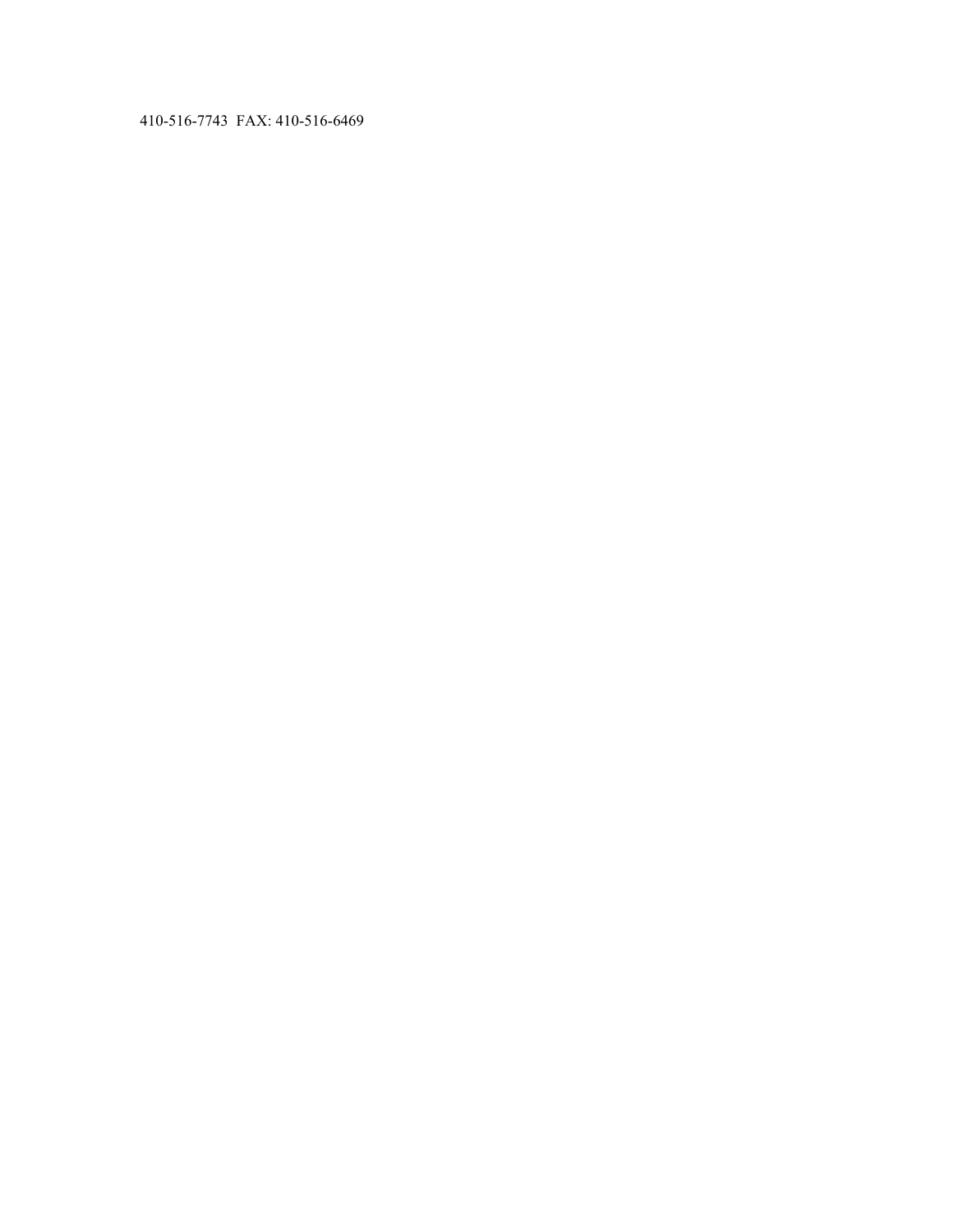410-516-7743 FAX: 410-516-6469